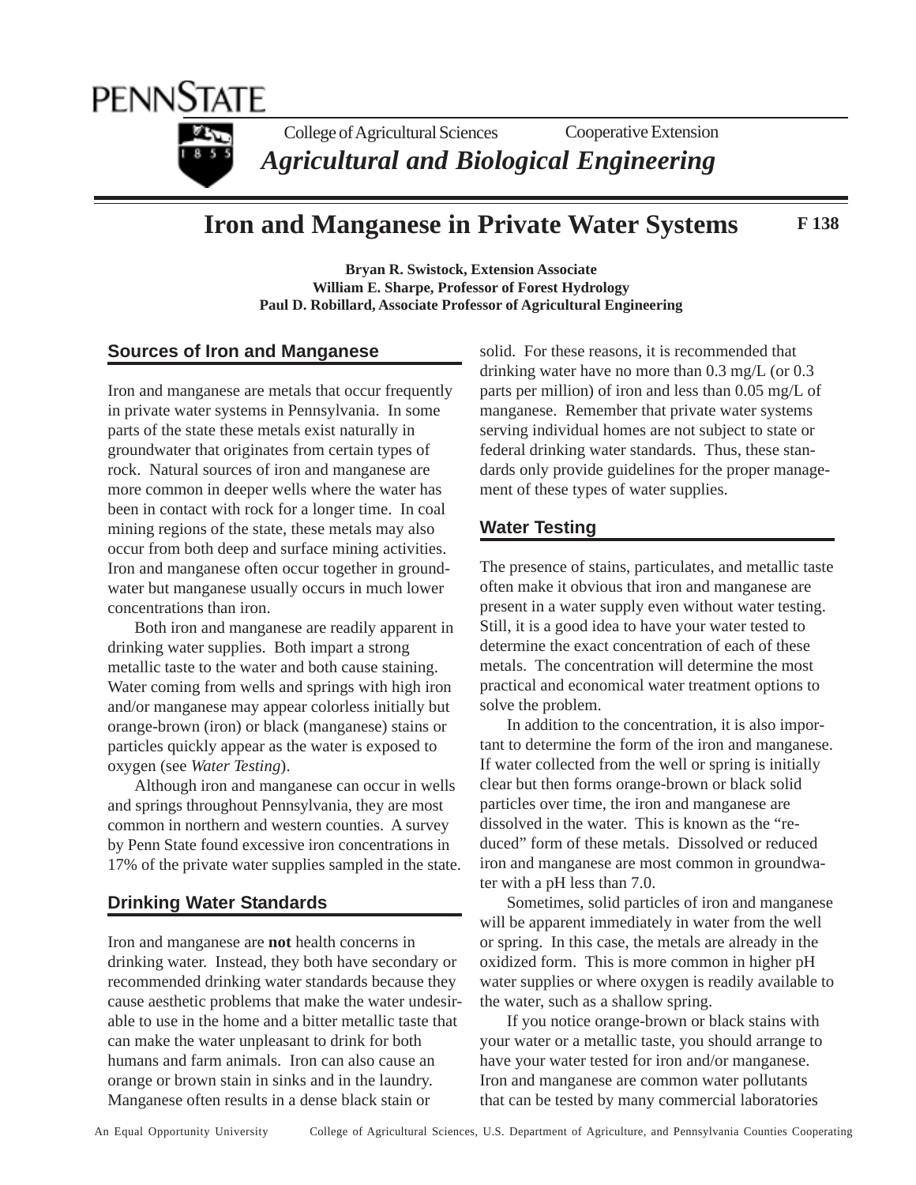PENNSTATE

College of Agricultural Sciences  Cooperative Extension

*Agricultural and Biological Engineering*

# Iron and Manganese in Private Water Systems

**F 138**

**Bryan R. Swistock, Extension Associate**
**William E. Sharpe, Professor of Forest Hydrology**
**Paul D. Robillard, Associate Professor of Agricultural Engineering**

## Sources of Iron and Manganese

Iron and manganese are metals that occur frequently in private water systems in Pennsylvania. In some parts of the state these metals exist naturally in groundwater that originates from certain types of rock. Natural sources of iron and manganese are more common in deeper wells where the water has been in contact with rock for a longer time. In coal mining regions of the state, these metals may also occur from both deep and surface mining activities. Iron and manganese often occur together in groundwater but manganese usually occurs in much lower concentrations than iron.

Both iron and manganese are readily apparent in drinking water supplies. Both impart a strong metallic taste to the water and both cause staining. Water coming from wells and springs with high iron and/or manganese may appear colorless initially but orange-brown (iron) or black (manganese) stains or particles quickly appear as the water is exposed to oxygen (see *Water Testing*).

Although iron and manganese can occur in wells and springs throughout Pennsylvania, they are most common in northern and western counties. A survey by Penn State found excessive iron concentrations in 17% of the private water supplies sampled in the state.

## Drinking Water Standards

Iron and manganese are **not** health concerns in drinking water. Instead, they both have secondary or recommended drinking water standards because they cause aesthetic problems that make the water undesirable to use in the home and a bitter metallic taste that can make the water unpleasant to drink for both humans and farm animals. Iron can also cause an orange or brown stain in sinks and in the laundry. Manganese often results in a dense black stain or solid. For these reasons, it is recommended that drinking water have no more than 0.3 mg/L (or 0.3 parts per million) of iron and less than 0.05 mg/L of manganese. Remember that private water systems serving individual homes are not subject to state or federal drinking water standards. Thus, these standards only provide guidelines for the proper management of these types of water supplies.

## Water Testing

The presence of stains, particulates, and metallic taste often make it obvious that iron and manganese are present in a water supply even without water testing. Still, it is a good idea to have your water tested to determine the exact concentration of each of these metals. The concentration will determine the most practical and economical water treatment options to solve the problem.

In addition to the concentration, it is also important to determine the form of the iron and manganese. If water collected from the well or spring is initially clear but then forms orange-brown or black solid particles over time, the iron and manganese are dissolved in the water. This is known as the "reduced" form of these metals. Dissolved or reduced iron and manganese are most common in groundwater with a pH less than 7.0.

Sometimes, solid particles of iron and manganese will be apparent immediately in water from the well or spring. In this case, the metals are already in the oxidized form. This is more common in higher pH water supplies or where oxygen is readily available to the water, such as a shallow spring.

If you notice orange-brown or black stains with your water or a metallic taste, you should arrange to have your water tested for iron and/or manganese. Iron and manganese are common water pollutants that can be tested by many commercial laboratories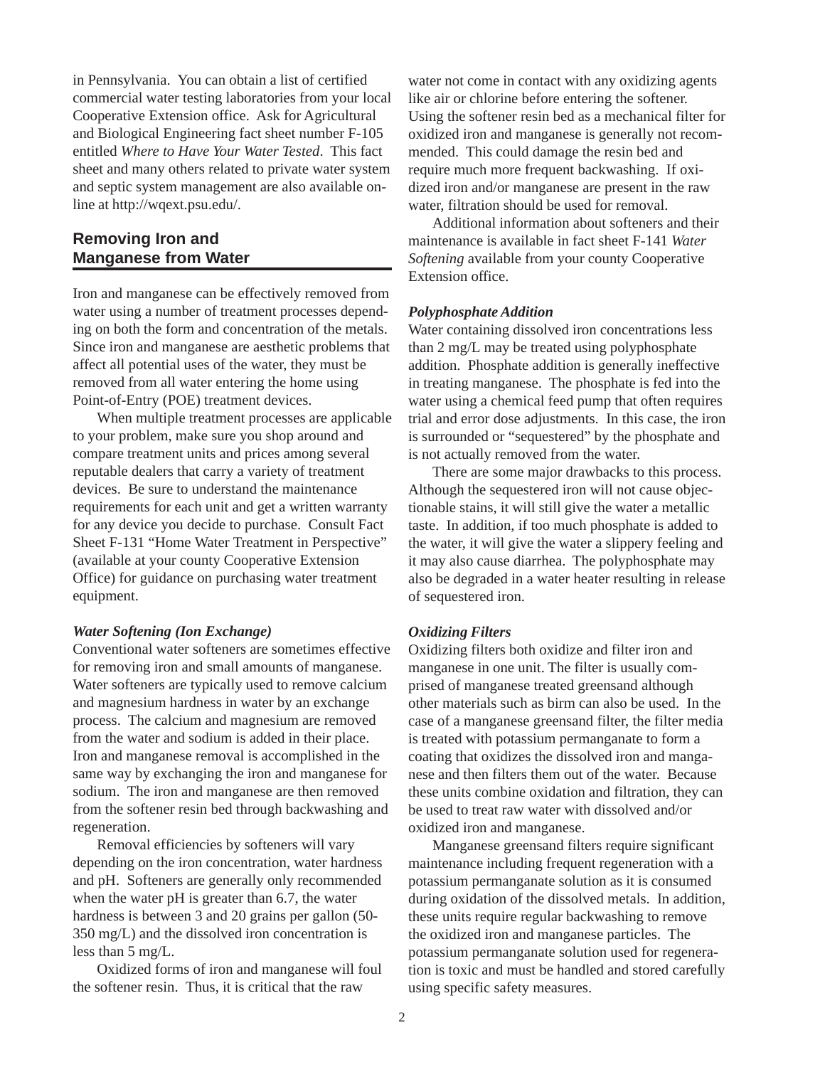in Pennsylvania. You can obtain a list of certified commercial water testing laboratories from your local Cooperative Extension office. Ask for Agricultural and Biological Engineering fact sheet number F-105 entitled *Where to Have Your Water Tested*. This fact sheet and many others related to private water system and septic system management are also available online at http://wqext.psu.edu/.

## Removing Iron and Manganese from Water

Iron and manganese can be effectively removed from water using a number of treatment processes depending on both the form and concentration of the metals. Since iron and manganese are aesthetic problems that affect all potential uses of the water, they must be removed from all water entering the home using Point-of-Entry (POE) treatment devices.

When multiple treatment processes are applicable to your problem, make sure you shop around and compare treatment units and prices among several reputable dealers that carry a variety of treatment devices. Be sure to understand the maintenance requirements for each unit and get a written warranty for any device you decide to purchase. Consult Fact Sheet F-131 "Home Water Treatment in Perspective" (available at your county Cooperative Extension Office) for guidance on purchasing water treatment equipment.

### *Water Softening (Ion Exchange)*

Conventional water softeners are sometimes effective for removing iron and small amounts of manganese. Water softeners are typically used to remove calcium and magnesium hardness in water by an exchange process. The calcium and magnesium are removed from the water and sodium is added in their place. Iron and manganese removal is accomplished in the same way by exchanging the iron and manganese for sodium. The iron and manganese are then removed from the softener resin bed through backwashing and regeneration.

Removal efficiencies by softeners will vary depending on the iron concentration, water hardness and pH. Softeners are generally only recommended when the water pH is greater than 6.7, the water hardness is between 3 and 20 grains per gallon (50-350 mg/L) and the dissolved iron concentration is less than 5 mg/L.

Oxidized forms of iron and manganese will foul the softener resin. Thus, it is critical that the raw water not come in contact with any oxidizing agents like air or chlorine before entering the softener. Using the softener resin bed as a mechanical filter for oxidized iron and manganese is generally not recommended. This could damage the resin bed and require much more frequent backwashing. If oxidized iron and/or manganese are present in the raw water, filtration should be used for removal.

Additional information about softeners and their maintenance is available in fact sheet F-141 *Water Softening* available from your county Cooperative Extension office.

### *Polyphosphate Addition*

Water containing dissolved iron concentrations less than 2 mg/L may be treated using polyphosphate addition. Phosphate addition is generally ineffective in treating manganese. The phosphate is fed into the water using a chemical feed pump that often requires trial and error dose adjustments. In this case, the iron is surrounded or "sequestered" by the phosphate and is not actually removed from the water.

There are some major drawbacks to this process. Although the sequestered iron will not cause objectionable stains, it will still give the water a metallic taste. In addition, if too much phosphate is added to the water, it will give the water a slippery feeling and it may also cause diarrhea. The polyphosphate may also be degraded in a water heater resulting in release of sequestered iron.

### *Oxidizing Filters*

Oxidizing filters both oxidize and filter iron and manganese in one unit. The filter is usually comprised of manganese treated greensand although other materials such as birm can also be used. In the case of a manganese greensand filter, the filter media is treated with potassium permanganate to form a coating that oxidizes the dissolved iron and manganese and then filters them out of the water. Because these units combine oxidation and filtration, they can be used to treat raw water with dissolved and/or oxidized iron and manganese.

Manganese greensand filters require significant maintenance including frequent regeneration with a potassium permanganate solution as it is consumed during oxidation of the dissolved metals. In addition, these units require regular backwashing to remove the oxidized iron and manganese particles. The potassium permanganate solution used for regeneration is toxic and must be handled and stored carefully using specific safety measures.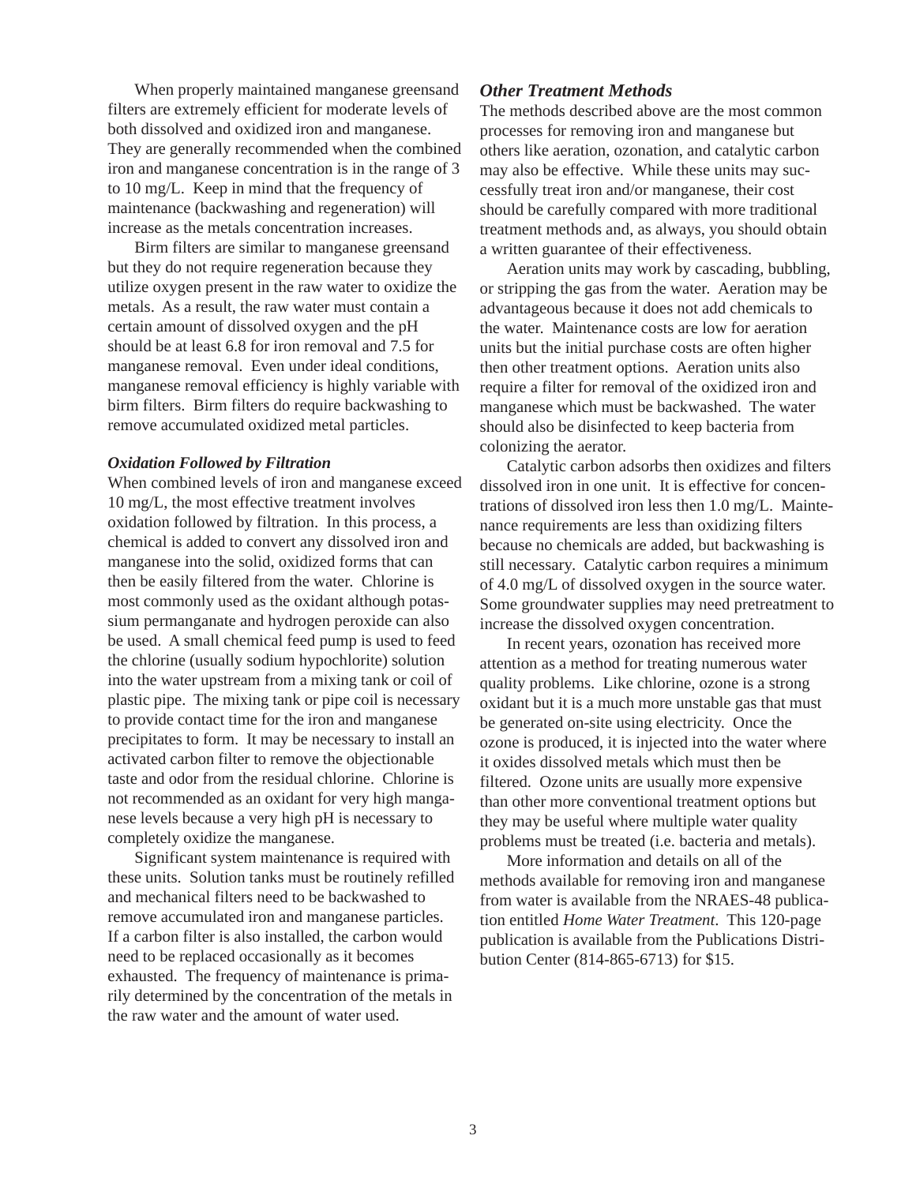When properly maintained manganese greensand filters are extremely efficient for moderate levels of both dissolved and oxidized iron and manganese. They are generally recommended when the combined iron and manganese concentration is in the range of 3 to 10 mg/L. Keep in mind that the frequency of maintenance (backwashing and regeneration) will increase as the metals concentration increases.

Birm filters are similar to manganese greensand but they do not require regeneration because they utilize oxygen present in the raw water to oxidize the metals. As a result, the raw water must contain a certain amount of dissolved oxygen and the pH should be at least 6.8 for iron removal and 7.5 for manganese removal. Even under ideal conditions, manganese removal efficiency is highly variable with birm filters. Birm filters do require backwashing to remove accumulated oxidized metal particles.

### *Oxidation Followed by Filtration*

When combined levels of iron and manganese exceed 10 mg/L, the most effective treatment involves oxidation followed by filtration. In this process, a chemical is added to convert any dissolved iron and manganese into the solid, oxidized forms that can then be easily filtered from the water. Chlorine is most commonly used as the oxidant although potassium permanganate and hydrogen peroxide can also be used. A small chemical feed pump is used to feed the chlorine (usually sodium hypochlorite) solution into the water upstream from a mixing tank or coil of plastic pipe. The mixing tank or pipe coil is necessary to provide contact time for the iron and manganese precipitates to form. It may be necessary to install an activated carbon filter to remove the objectionable taste and odor from the residual chlorine. Chlorine is not recommended as an oxidant for very high manganese levels because a very high pH is necessary to completely oxidize the manganese.

Significant system maintenance is required with these units. Solution tanks must be routinely refilled and mechanical filters need to be backwashed to remove accumulated iron and manganese particles. If a carbon filter is also installed, the carbon would need to be replaced occasionally as it becomes exhausted. The frequency of maintenance is primarily determined by the concentration of the metals in the raw water and the amount of water used.

### *Other Treatment Methods*

The methods described above are the most common processes for removing iron and manganese but others like aeration, ozonation, and catalytic carbon may also be effective. While these units may successfully treat iron and/or manganese, their cost should be carefully compared with more traditional treatment methods and, as always, you should obtain a written guarantee of their effectiveness.

Aeration units may work by cascading, bubbling, or stripping the gas from the water. Aeration may be advantageous because it does not add chemicals to the water. Maintenance costs are low for aeration units but the initial purchase costs are often higher then other treatment options. Aeration units also require a filter for removal of the oxidized iron and manganese which must be backwashed. The water should also be disinfected to keep bacteria from colonizing the aerator.

Catalytic carbon adsorbs then oxidizes and filters dissolved iron in one unit. It is effective for concentrations of dissolved iron less then 1.0 mg/L. Maintenance requirements are less than oxidizing filters because no chemicals are added, but backwashing is still necessary. Catalytic carbon requires a minimum of 4.0 mg/L of dissolved oxygen in the source water. Some groundwater supplies may need pretreatment to increase the dissolved oxygen concentration.

In recent years, ozonation has received more attention as a method for treating numerous water quality problems. Like chlorine, ozone is a strong oxidant but it is a much more unstable gas that must be generated on-site using electricity. Once the ozone is produced, it is injected into the water where it oxides dissolved metals which must then be filtered. Ozone units are usually more expensive than other more conventional treatment options but they may be useful where multiple water quality problems must be treated (i.e. bacteria and metals).

More information and details on all of the methods available for removing iron and manganese from water is available from the NRAES-48 publication entitled *Home Water Treatment*. This 120-page publication is available from the Publications Distribution Center (814-865-6713) for $15.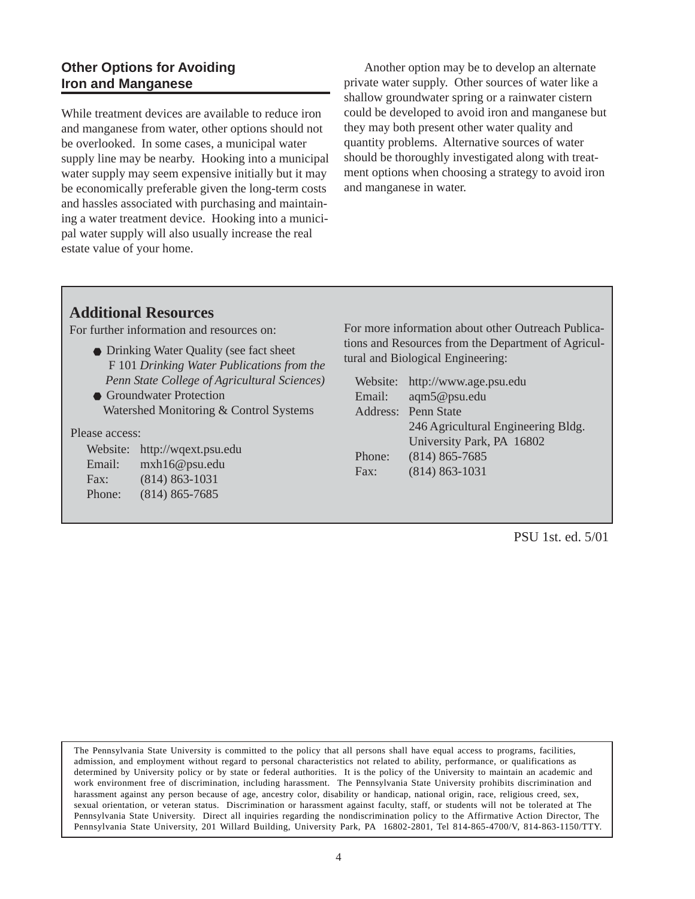## Other Options for Avoiding Iron and Manganese

While treatment devices are available to reduce iron and manganese from water, other options should not be overlooked. In some cases, a municipal water supply line may be nearby. Hooking into a municipal water supply may seem expensive initially but it may be economically preferable given the long-term costs and hassles associated with purchasing and maintaining a water treatment device. Hooking into a municipal water supply will also usually increase the real estate value of your home.

Another option may be to develop an alternate private water supply. Other sources of water like a shallow groundwater spring or a rainwater cistern could be developed to avoid iron and manganese but they may both present other water quality and quantity problems. Alternative sources of water should be thoroughly investigated along with treatment options when choosing a strategy to avoid iron and manganese in water.

## Additional Resources

For further information and resources on:

- Drinking Water Quality (see fact sheet F 101 *Drinking Water Publications from the Penn State College of Agricultural Sciences)*
- Groundwater Protection
  Watershed Monitoring & Control Systems

Please access:

Website: http://wqext.psu.edu
Email: mxh16@psu.edu
Fax: (814) 863-1031
Phone: (814) 865-7685

For more information about other Outreach Publications and Resources from the Department of Agricultural and Biological Engineering:

Website: http://www.age.psu.edu
Email: aqm5@psu.edu
Address: Penn State
246 Agricultural Engineering Bldg.
University Park, PA 16802
Phone: (814) 865-7685
Fax: (814) 863-1031

PSU 1st. ed. 5/01

The Pennsylvania State University is committed to the policy that all persons shall have equal access to programs, facilities, admission, and employment without regard to personal characteristics not related to ability, performance, or qualifications as determined by University policy or by state or federal authorities. It is the policy of the University to maintain an academic and work environment free of discrimination, including harassment. The Pennsylvania State University prohibits discrimination and harassment against any person because of age, ancestry color, disability or handicap, national origin, race, religious creed, sex, sexual orientation, or veteran status. Discrimination or harassment against faculty, staff, or students will not be tolerated at The Pennsylvania State University. Direct all inquiries regarding the nondiscrimination policy to the Affirmative Action Director, The Pennsylvania State University, 201 Willard Building, University Park, PA 16802-2801, Tel 814-865-4700/V, 814-863-1150/TTY.